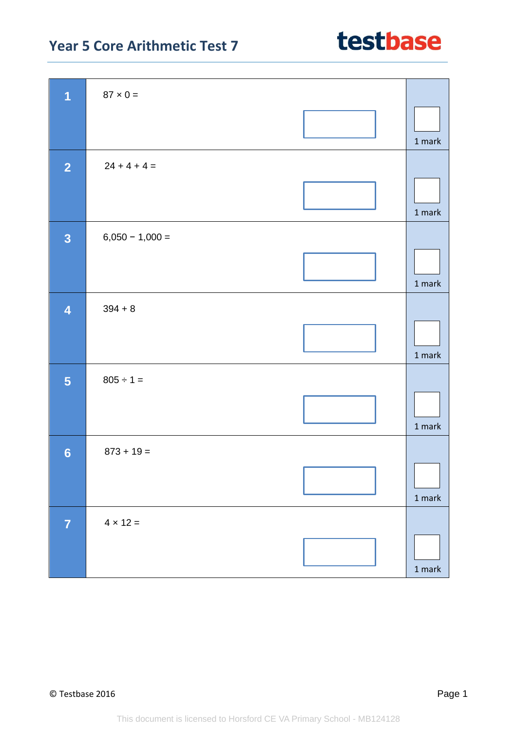# Year 5 Core Arithmetic Test 7

testbase

| | | |
|---|---|---|
| **1** | $87 \times 0 =$ | 1 mark |
| **2** | $24 + 4 + 4 =$ | 1 mark |
| **3** | $6{,}050 - 1{,}000 =$ | 1 mark |
| **4** | $394 + 8$ | 1 mark |
| **5** | $805 \div 1 =$ | 1 mark |
| **6** | $873 + 19 =$ | 1 mark |
| **7** | $4 \times 12 =$ | 1 mark |

© Testbase 2016

This document is licensed to Horsford CE VA Primary School - MB124128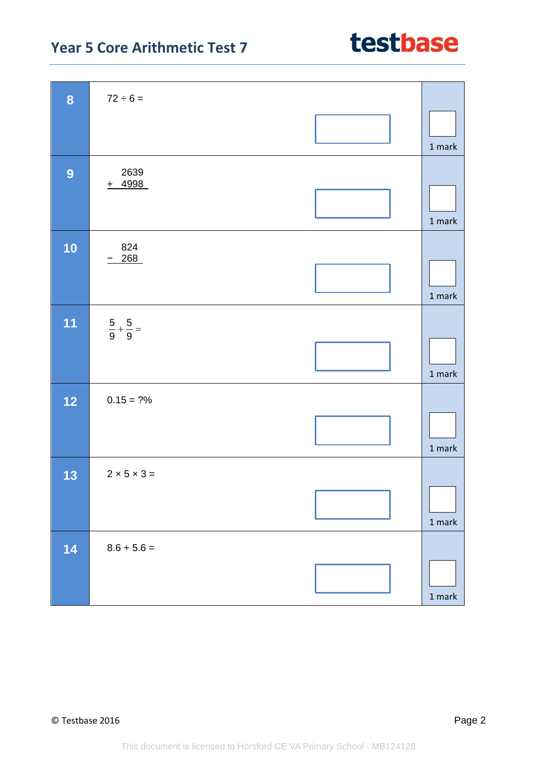| | | |
|---|---|---|
| **8** | $72 \div 6 =$ | 1 mark |
| **9** | $\begin{array}{r} 2639 \\ +\ 4998 \\ \hline \end{array}$ | 1 mark |
| **10** | $\begin{array}{r} 824 \\ -\ 268 \\ \hline \end{array}$ | 1 mark |
| **11** | $\frac{5}{9} + \frac{5}{9} =$ | 1 mark |
| **12** | $0.15 = ?\%$ | 1 mark |
| **13** | $2 \times 5 \times 3 =$ | 1 mark |
| **14** | $8.6 + 5.6 =$ | 1 mark |

This document is licensed to Horsford CE VA Primary School - MB124128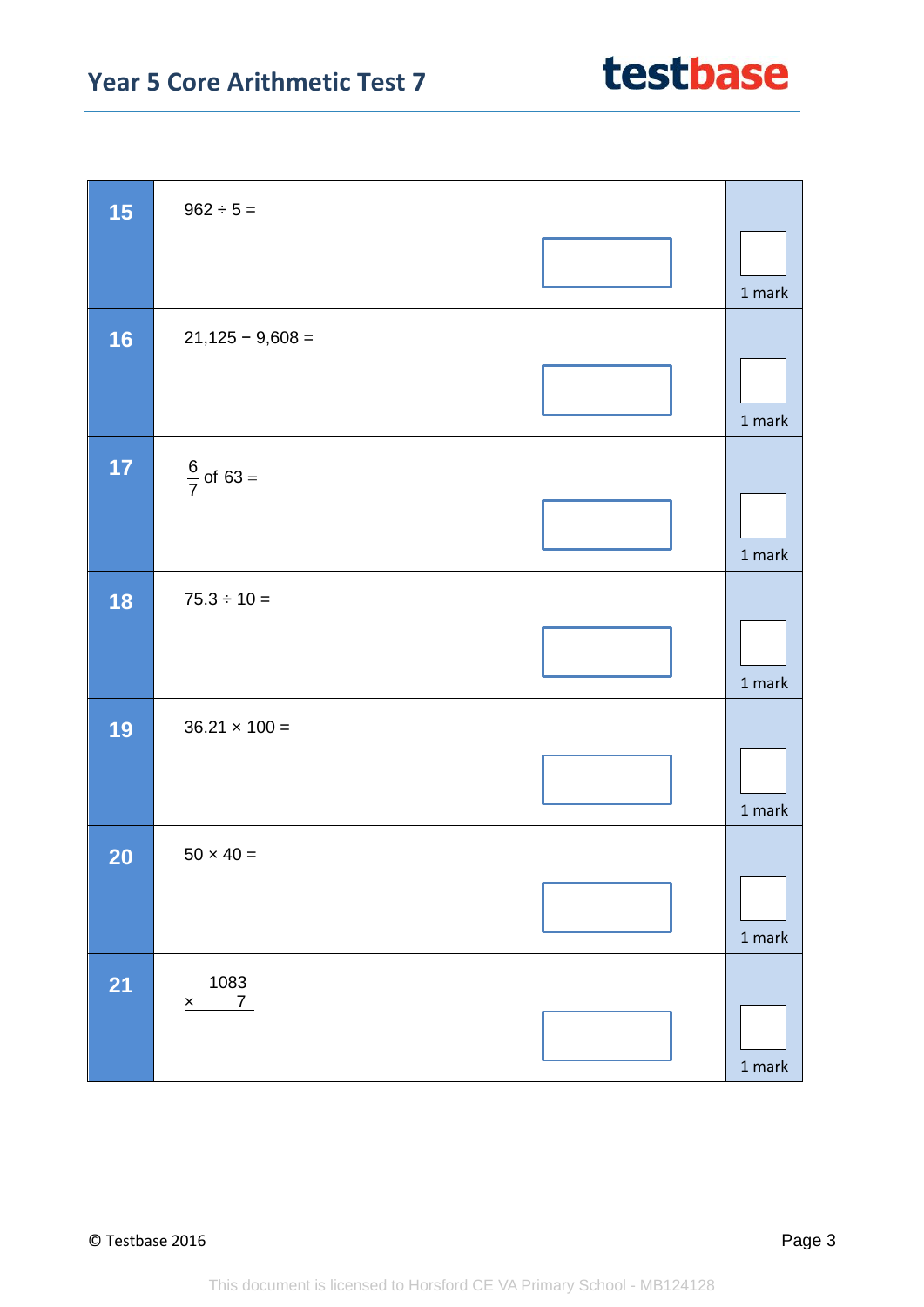**15** $962 \div 5 =$

1 mark

**16** $21{,}125 - 9{,}608 =$

1 mark

**17** $\frac{6}{7}$ of $63 =$

1 mark

**18** $75.3 \div 10 =$

1 mark

**19** $36.21 \times 100 =$

1 mark

**20** $50 \times 40 =$

1 mark

**21**

$$\begin{array}{r} 1083 \\ \times \quad 7 \\ \hline \end{array}$$

1 mark

This document is licensed to Horsford CE VA Primary School - MB124128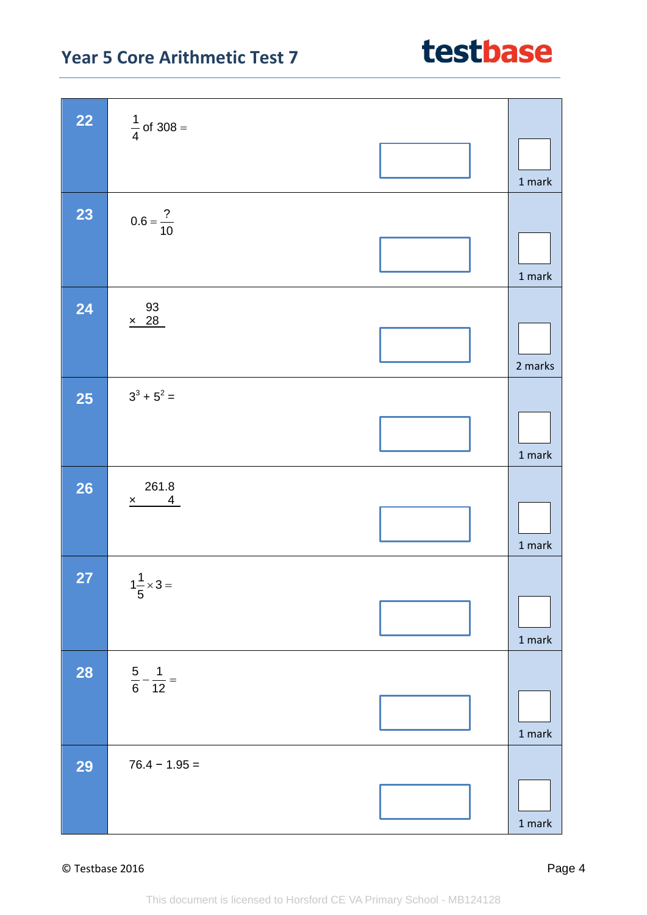**22**

$\frac{1}{4}$ of 308 =

1 mark

**23**

$0.6 = \frac{?}{10}$

1 mark

**24**

$$\begin{array}{r} 93 \\ \times \ \ 28 \\ \hline \end{array}$$

2 marks

**25**

$3^3 + 5^2 =$

1 mark

**26**

$$\begin{array}{r} 261.8 \\ \times \quad\quad 4 \\ \hline \end{array}$$

1 mark

**27**

$1\frac{1}{5} \times 3 =$

1 mark

**28**

$\frac{5}{6} - \frac{1}{12} =$

1 mark

**29**

$76.4 - 1.95 =$

1 mark

© Testbase 2016

This document is licensed to Horsford CE VA Primary School - MB124128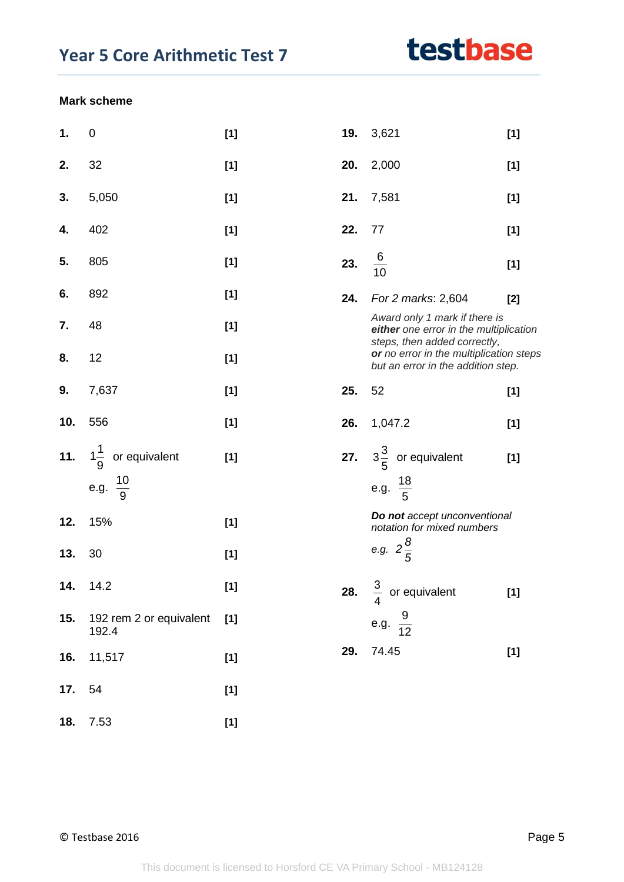**Mark scheme**

| | | |
|---|---|---|
| **1.** | 0 | **[1]** |
| **2.** | 32 | **[1]** |
| **3.** | 5,050 | **[1]** |
| **4.** | 402 | **[1]** |
| **5.** | 805 | **[1]** |
| **6.** | 892 | **[1]** |
| **7.** | 48 | **[1]** |
| **8.** | 12 | **[1]** |
| **9.** | 7,637 | **[1]** |
| **10.** | 556 | **[1]** |
| **11.** | $1\frac{1}{9}$ or equivalent<br>e.g. $\frac{10}{9}$ | **[1]** |
| **12.** | 15% | **[1]** |
| **13.** | 30 | **[1]** |
| **14.** | 14.2 | **[1]** |
| **15.** | 192 rem 2 or equivalent 192.4 | **[1]** |
| **16.** | 11,517 | **[1]** |
| **17.** | 54 | **[1]** |
| **18.** | 7.53 | **[1]** |
| **19.** | 3,621 | **[1]** |
| **20.** | 2,000 | **[1]** |
| **21.** | 7,581 | **[1]** |
| **22.** | 77 | **[1]** |
| **23.** | $\frac{6}{10}$ | **[1]** |
| **24.** | *For 2 marks*: 2,604<br>*Award only 1 mark if there is* ***either*** *one error in the multiplication steps, then added correctly,* ***or*** *no error in the multiplication steps but an error in the addition step.* | **[2]** |
| **25.** | 52 | **[1]** |
| **26.** | 1,047.2 | **[1]** |
| **27.** | $3\frac{3}{5}$ or equivalent<br>e.g. $\frac{18}{5}$<br>***Do not*** *accept unconventional notation for mixed numbers*<br>*e.g.* $2\frac{8}{5}$ | **[1]** |
| **28.** | $\frac{3}{4}$ or equivalent<br>e.g. $\frac{9}{12}$ | **[1]** |
| **29.** | 74.45 | **[1]** |

© Testbase 2016

This document is licensed to Horsford CE VA Primary School - MB124128